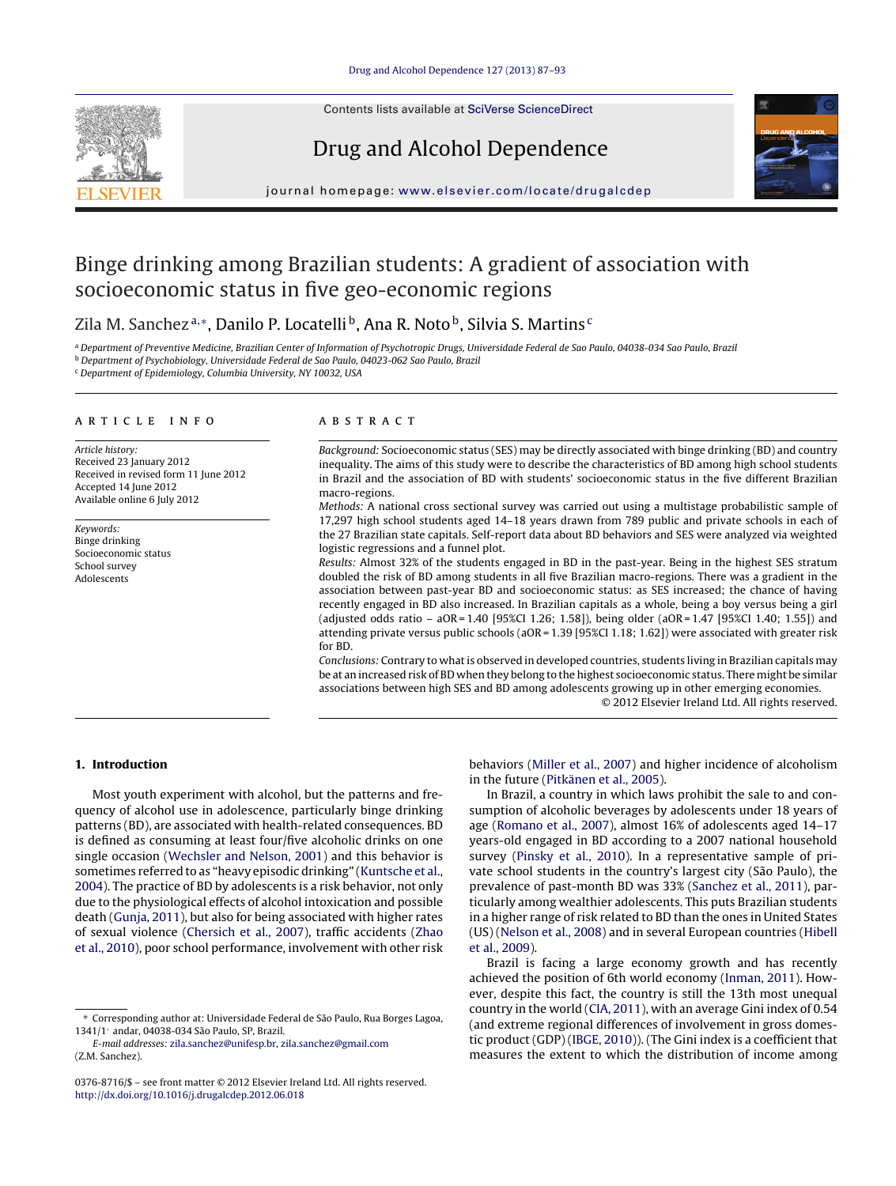# Binge drinking among Brazilian students: A gradient of association with socioeconomic status in five geo-economic regions

Zila M. Sanchez[a,*], Danilo P. Locatelli[b], Ana R. Noto[b], Silvia S. Martins[c]

[a] Department of Preventive Medicine, Brazilian Center of Information of Psychotropic Drugs, Universidade Federal de Sao Paulo, 04038-034 Sao Paulo, Brazil
[b] Department of Psychobiology, Universidade Federal de Sao Paulo, 04023-062 Sao Paulo, Brazil
[c] Department of Epidemiology, Columbia University, NY 10032, USA

## ARTICLE INFO

*Article history:*
Received 23 January 2012
Received in revised form 11 June 2012
Accepted 14 June 2012
Available online 6 July 2012

*Keywords:*
Binge drinking
Socioeconomic status
School survey
Adolescents

## ABSTRACT

*Background:* Socioeconomic status (SES) may be directly associated with binge drinking (BD) and country inequality. The aims of this study were to describe the characteristics of BD among high school students in Brazil and the association of BD with students' socioeconomic status in the five different Brazilian macro-regions.

*Methods:* A national cross sectional survey was carried out using a multistage probabilistic sample of 17,297 high school students aged 14–18 years drawn from 789 public and private schools in each of the 27 Brazilian state capitals. Self-report data about BD behaviors and SES were analyzed via weighted logistic regressions and a funnel plot.

*Results:* Almost 32% of the students engaged in BD in the past-year. Being in the highest SES stratum doubled the risk of BD among students in all five Brazilian macro-regions. There was a gradient in the association between past-year BD and socioeconomic status: as SES increased; the chance of having recently engaged in BD also increased. In Brazilian capitals as a whole, being a boy versus being a girl (adjusted odds ratio – aOR = 1.40 [95%CI 1.26; 1.58]), being older (aOR = 1.47 [95%CI 1.40; 1.55]) and attending private versus public schools (aOR = 1.39 [95%CI 1.18; 1.62]) were associated with greater risk for BD.

*Conclusions:* Contrary to what is observed in developed countries, students living in Brazilian capitals may be at an increased risk of BD when they belong to the highest socioeconomic status. There might be similar associations between high SES and BD among adolescents growing up in other emerging economies.

© 2012 Elsevier Ireland Ltd. All rights reserved.

## 1. Introduction

Most youth experiment with alcohol, but the patterns and frequency of alcohol use in adolescence, particularly binge drinking patterns (BD), are associated with health-related consequences. BD is defined as consuming at least four/five alcoholic drinks on one single occasion (Wechsler and Nelson, 2001) and this behavior is sometimes referred to as "heavy episodic drinking" (Kuntsche et al., 2004). The practice of BD by adolescents is a risk behavior, not only due to the physiological effects of alcohol intoxication and possible death (Gunja, 2011), but also for being associated with higher rates of sexual violence (Chersich et al., 2007), traffic accidents (Zhao et al., 2010), poor school performance, involvement with other risk behaviors (Miller et al., 2007) and higher incidence of alcoholism in the future (Pitkänen et al., 2005).

In Brazil, a country in which laws prohibit the sale to and consumption of alcoholic beverages by adolescents under 18 years of age (Romano et al., 2007), almost 16% of adolescents aged 14–17 years-old engaged in BD according to a 2007 national household survey (Pinsky et al., 2010). In a representative sample of private school students in the country's largest city (São Paulo), the prevalence of past-month BD was 33% (Sanchez et al., 2011), particularly among wealthier adolescents. This puts Brazilian students in a higher range of risk related to BD than the ones in United States (US) (Nelson et al., 2008) and in several European countries (Hibell et al., 2009).

Brazil is facing a large economy growth and has recently achieved the position of 6th world economy (Inman, 2011). However, despite this fact, the country is still the 13th most unequal country in the world (CIA, 2011), with an average Gini index of 0.54 (and extreme regional differences of involvement in gross domestic product (GDP) (IBGE, 2010)). (The Gini index is a coefficient that measures the extent to which the distribution of income among

\* Corresponding author at: Universidade Federal de São Paulo, Rua Borges Lagoa, 1341/1° andar, 04038-034 São Paulo, SP, Brazil.
*E-mail addresses:* zila.sanchez@unifesp.br, zila.sanchez@gmail.com (Z.M. Sanchez).

0376-8716/$ – see front matter © 2012 Elsevier Ireland Ltd. All rights reserved.
http://dx.doi.org/10.1016/j.drugalcdep.2012.06.018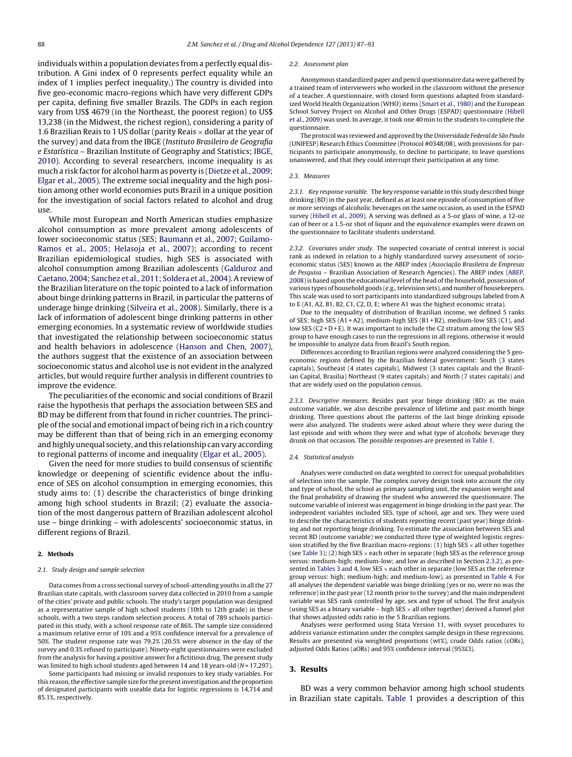individuals within a population deviates from a perfectly equal distribution. A Gini index of 0 represents perfect equality while an index of 1 implies perfect inequality.) The country is divided into five geo-economic macro-regions which have very different GDPs per capita, defining five smaller Brazils. The GDPs in each region vary from US$ 4679 (in the Northeast, the poorest region) to US$ 13,238 (in the Midwest, the richest region), considering a parity of 1.6 Brazilian Reais to 1 US dollar (parity Reais × dollar at the year of the survey) and data from the IBGE (*Instituto Brasileiro de Geografia e Estatística* – Brazilian Institute of Geography and Statistics; IBGE, 2010). According to several researchers, income inequality is as much a risk factor for alcohol harm as poverty is (Dietze et al., 2009; Elgar et al., 2005). The extreme social inequality and the high position among other world economies puts Brazil in a unique position for the investigation of social factors related to alcohol and drug use.

While most European and North American studies emphasize alcohol consumption as more prevalent among adolescents of lower socioeconomic status (SES; Baumann et al., 2007; Guilamo-Ramos et al., 2005; Helasoja et al., 2007); according to recent Brazilian epidemiological studies, high SES is associated with alcohol consumption among Brazilian adolescents (Galduroz and Caetano, 2004; Sanchez et al., 2011; Soldera et al., 2004). A review of the Brazilian literature on the topic pointed to a lack of information about binge drinking patterns in Brazil, in particular the patterns of underage binge drinking (Silveira et al., 2008). Similarly, there is a lack of information of adolescent binge drinking patterns in other emerging economies. In a systematic review of worldwide studies that investigated the relationship between socioeconomic status and health behaviors in adolescence (Hanson and Chen, 2007), the authors suggest that the existence of an association between socioeconomic status and alcohol use is not evident in the analyzed articles, but would require further analysis in different countries to improve the evidence.

The peculiarities of the economic and social conditions of Brazil raise the hypothesis that perhaps the association between SES and BD may be different from that found in richer countries. The principle of the social and emotional impact of being rich in a rich country may be different than that of being rich in an emerging economy and highly unequal society, and this relationship can vary according to regional patterns of income and inequality (Elgar et al., 2005).

Given the need for more studies to build consensus of scientific knowledge or deepening of scientific evidence about the influence of SES on alcohol consumption in emerging economies, this study aims to: (1) describe the characteristics of binge drinking among high school students in Brazil; (2) evaluate the association of the most dangerous pattern of Brazilian adolescent alcohol use – binge drinking – with adolescents' socioeconomic status, in different regions of Brazil.

## 2. Methods

### 2.1. Study design and sample selection

Data comes from a cross sectional survey of school-attending youths in all the 27 Brazilian state capitals, with classroom survey data collected in 2010 from a sample of the cities' private and public schools. The study's target population was designed as a representative sample of high school students (10th to 12th grade) in these schools, with a two steps random selection process. A total of 789 schools participated in this study, with a school response rate of 86%. The sample size considered a maximum relative error of 10% and a 95% confidence interval for a prevalence of 50%. The student response rate was 79.2% (20.5% were absence in the day of the survey and 0.3% refused to participate). Ninety-eight questionnaires were excluded from the analysis for having a positive answer for a fictitious drug. The present study was limited to high school students aged between 14 and 18 years-old ($N$ = 17,297).

Some participants had missing or invalid responses to key study variables. For this reason, the effective sample size for the present investigation and the proportion of designated participants with useable data for logistic regressions is 14,714 and 85.1%, respectively.

### 2.2. Assessment plan

Anonymous standardized paper and pencil questionnaire data were gathered by a trained team of interviewers who worked in the classroom without the presence of a teacher. A questionnaire, with closed form questions adapted from standardized World Health Organization (WHO) items (Smart et al., 1980) and the European School Survey Project on Alcohol and Other Drugs (ESPAD) questionnaire (Hibell et al., 2009) was used. In average, it took one 40 min to the students to complete the questionnaire.

The protocol was reviewed and approved by the *Universidade Federal de São Paulo* (UNIFESP) Research Ethics Committee (Protocol #0348/08), with provisions for participants to participate anonymously, to decline to participate, to leave questions unanswered, and that they could interrupt their participation at any time.

### 2.3. Measures

*2.3.1. Key response variable.* The key response variable in this study described binge drinking (BD) in the past year, defined as at least one episode of consumption of five or more servings of alcoholic beverages on the same occasion, as used in the ESPAD survey (Hibell et al., 2009). A serving was defined as a 5-oz glass of wine, a 12-oz can of beer or a 1.5-oz shot of liquor and the equivalence examples were drawn on the questionnaire to facilitate students understand.

*2.3.2. Covariates under study.* The suspected covariate of central interest is social rank as indexed in relation to a highly standardized survey assessment of socioeconomic status (SES) known as the ABEP index (*Associação Brasileira de Empresas de Pesquisa* – Brazilian Association of Research Agencies). The ABEP index (ABEP, 2008) is based upon the educational level of the head of the household, possession of various types of household goods (e.g., television sets), and number of housekeepers. This scale was used to sort participants into standardized subgroups labeled from A to E (A1, A2, B1, B2, C1, C2, D, E; where A1 was the highest economic strata).

Due to the inequality of distribution of Brazilian income, we defined 5 ranks of SES: high SES (A1 + A2), medium-high SES (B1 + B2), medium-low SES (C1), and low SES (C2 + D + E). It was important to include the C2 stratum among the low SES group to have enough cases to run the regressions in all regions, otherwise it would be impossible to analyze data from Brazil's South region.

Differences according to Brazilian regions were analyzed considering the 5 geo-economic regions defined by the Brazilian federal government: South (3 states capitals), Southeast (4 states capitals), Midwest (3 states capitals and the Brazilian Capital, Brasilia) Northeast (9 states capitals) and North (7 states capitals) and that are widely used on the population census.

*2.3.3. Descriptive measures.* Besides past year binge drinking (BD) as the main outcome variable, we also describe prevalence of lifetime and past month binge drinking. Three questions about the patterns of the last binge drinking episode were also analyzed. The students were asked about where they were during the last episode and with whom they were and what type of alcoholic beverage they drunk on that occasion. The possible responses are presented in Table 1.

### 2.4. Statistical analysis

Analyses were conducted on data weighted to correct for unequal probabilities of selection into the sample. The complex survey design took into account the city and type of school, the school as primary sampling unit, the expansion weight and the final probability of drawing the student who answered the questionnaire. The outcome variable of interest was engagement in binge drinking in the past year. The independent variables included SES, type of school, age and sex. They were used to describe the characteristics of students reporting recent (past year) binge drinking and not reporting binge drinking. To estimate the association between SES and recent BD (outcome variable) we conducted three type of weighted logistic regression stratified by the five Brazilian macro-regions: (1) high SES × all other together (see Table 3); (2) high SES × each other in separate (high SES as the reference group versus: medium-high; medium-low; and low as described in Section 2.3.2), as presented in Tables 3 and 4, low SES × each other in separate (low SES as the reference group versus: high; medium-high; and medium-low), as presented in Table 4. For all analyses the dependent variable was binge drinking (yes or no, were no was the reference) in the past year (12 month prior to the survey) and the main independent variable was SES rank controlled by age, sex and type of school. The first analysis (using SES as a binary variable – high SES × all other together) derived a funnel plot that shows adjusted odds ratio in the 5 Brazilian regions.

Analyses were performed using Stata Version 11, with svyset procedures to address variance estimation under the complex sample design in these regressions. Results are presented via weighted proportions (wt%), crude Odds ratios (cORs), adjusted Odds Ratios (aORs) and 95% confidence interval (95%CI).

## 3. Results

BD was a very common behavior among high school students in Brazilian state capitals. Table 1 provides a description of this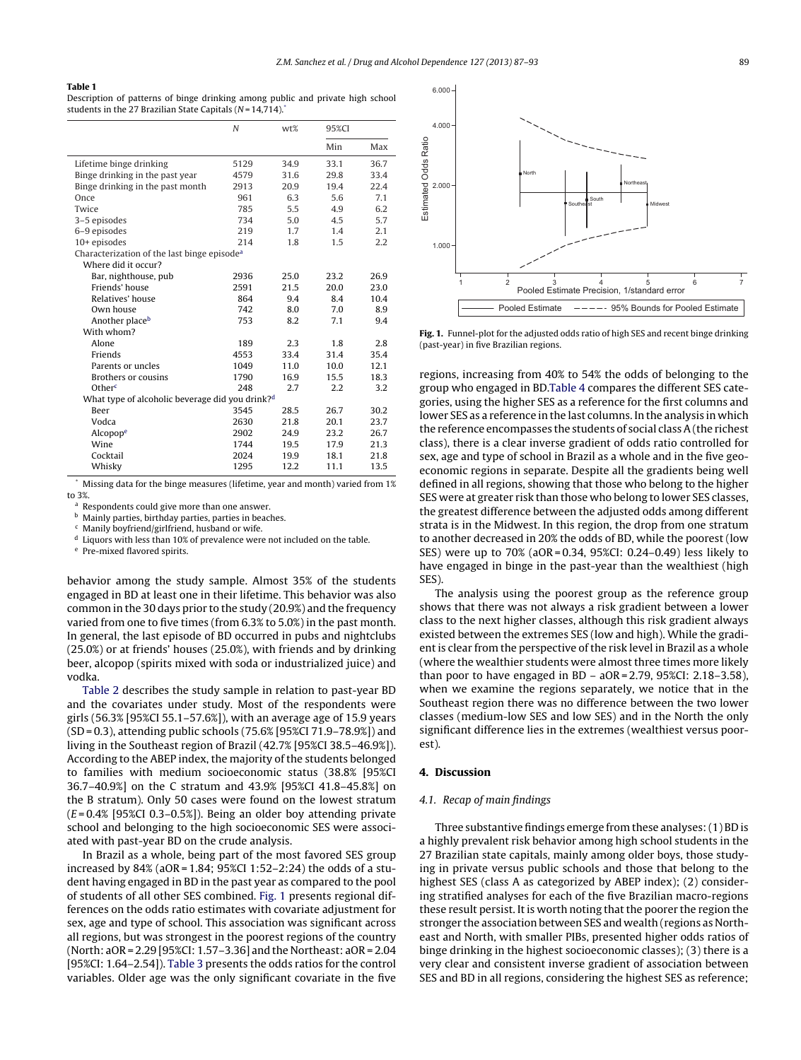**Table 1**
Description of patterns of binge drinking among public and private high school students in the 27 Brazilian State Capitals (N = 14,714).*

| | N | wt% | 95%CI | |
|---|---|---|---|---|
| | | | Min | Max |
| Lifetime binge drinking | 5129 | 34.9 | 33.1 | 36.7 |
| Binge drinking in the past year | 4579 | 31.6 | 29.8 | 33.4 |
| Binge drinking in the past month | 2913 | 20.9 | 19.4 | 22.4 |
| Once | 961 | 6.3 | 5.6 | 7.1 |
| Twice | 785 | 5.5 | 4.9 | 6.2 |
| 3–5 episodes | 734 | 5.0 | 4.5 | 5.7 |
| 6–9 episodes | 219 | 1.7 | 1.4 | 2.1 |
| 10+ episodes | 214 | 1.8 | 1.5 | 2.2 |
| Characterization of the last binge episode[a] | | | | |
| With whom? Where did it occur? | | | | |
| Bar, nighthouse, pub | 2936 | 25.0 | 23.2 | 26.9 |
| Friends' house | 2591 | 21.5 | 20.0 | 23.0 |
| Relatives' house | 864 | 9.4 | 8.4 | 10.4 |
| Own house | 742 | 8.0 | 7.0 | 8.9 |
| Another place[b] | 753 | 8.2 | 7.1 | 9.4 |
| With whom? | | | | |
| Alone | 189 | 2.3 | 1.8 | 2.8 |
| Friends | 4553 | 33.4 | 31.4 | 35.4 |
| Parents or uncles | 1049 | 11.0 | 10.0 | 12.1 |
| Brothers or cousins | 1790 | 16.9 | 15.5 | 18.3 |
| Other[c] | 248 | 2.7 | 2.2 | 3.2 |
| What type of alcoholic beverage did you drink?[d] | | | | |
| Beer | 3545 | 28.5 | 26.7 | 30.2 |
| Vodca | 2630 | 21.8 | 20.1 | 23.7 |
| Alcopop[e] | 2902 | 24.9 | 23.2 | 26.7 |
| Wine | 1744 | 19.5 | 17.9 | 21.3 |
| Cocktail | 2024 | 19.9 | 18.1 | 21.8 |
| Whisky | 1295 | 12.2 | 11.1 | 13.5 |

\* Missing data for the binge measures (lifetime, year and month) varied from 1% to 3%.
[a] Respondents could give more than one answer.
[b] Mainly parties, birthday parties, parties in beaches.
[c] Manily boyfriend/girlfriend, husband or wife.
[d] Liquors with less than 10% of prevalence were not included on the table.
[e] Pre-mixed flavored spirits.

behavior among the study sample. Almost 35% of the students engaged in BD at least one in their lifetime. This behavior was also common in the 30 days prior to the study (20.9%) and the frequency varied from one to five times (from 6.3% to 5.0%) in the past month. In general, the last episode of BD occurred in pubs and nightclubs (25.0%) or at friends' houses (25.0%), with friends and by drinking beer, alcopop (spirits mixed with soda or industrialized juice) and vodka.

Table 2 describes the study sample in relation to past-year BD and the covariates under study. Most of the respondents were girls (56.3% [95%CI 55.1–57.6%]), with an average age of 15.9 years (SD = 0.3), attending public schools (75.6% [95%CI 71.9–78.9%]) and living in the Southeast region of Brazil (42.7% [95%CI 38.5–46.9%]). According to the ABEP index, the majority of the students belonged to families with medium socioeconomic status (38.8% [95%CI 36.7–40.9%] on the C stratum and 43.9% [95%CI 41.8–45.8%] on the B stratum). Only 50 cases were found on the lowest stratum (E = 0.4% [95%CI 0.3–0.5%]). Being an older boy attending private school and belonging to the high socioeconomic SES were associated with past-year BD on the crude analysis.

In Brazil as a whole, being part of the most favored SES group increased by 84% (aOR = 1.84; 95%CI 1:52–2:24) the odds of a student having engaged in BD in the past year as compared to the pool of students of all other SES combined. Fig. 1 presents regional differences on the odds ratio estimates with covariate adjustment for sex, age and type of school. This association was significant across all regions, but was strongest in the poorest regions of the country (North: aOR = 2.29 [95%CI: 1.57–3.36] and the Northeast: aOR = 2.04 [95%CI: 1.64–2.54]). Table 3 presents the odds ratios for the control variables. Older age was the only significant covariate in the five

**Fig. 1.** Funnel-plot for the adjusted odds ratio of high SES and recent binge drinking (past-year) in five Brazilian regions.

regions, increasing from 40% to 54% the odds of belonging to the group who engaged in BD. Table 4 compares the different SES categories, using the higher SES as a reference for the first columns and lower SES as a reference in the last columns. In the analysis in which the reference encompasses the students of social class A (the richest class), there is a clear inverse gradient of odds ratio controlled for sex, age and type of school in Brazil as a whole and in the five geo-economic regions in separate. Despite all the gradients being well defined in all regions, showing that those who belong to the higher SES were at greater risk than those who belong to lower SES classes, the greatest difference between the adjusted odds among different strata is in the Midwest. In this region, the drop from one stratum to another decreased in 20% the odds of BD, while the poorest (low SES) were up to 70% (aOR = 0.34, 95%CI: 0.24–0.49) less likely to have engaged in binge in the past-year than the wealthiest (high SES).

The analysis using the poorest group as the reference group shows that there was not always a risk gradient between a lower class to the next higher classes, although this risk gradient always existed between the extremes SES (low and high). While the gradient is clear from the perspective of the risk level in Brazil as a whole (where the wealthier students were almost three times more likely than poor to have engaged in BD – aOR = 2.79, 95%CI: 2.18–3.58), when we examine the regions separately, we notice that in the Southeast region there was no difference between the two lower classes (medium-low SES and low SES) and in the North the only significant difference lies in the extremes (wealthiest versus poorest).

## 4. Discussion

### 4.1. Recap of main findings

Three substantive findings emerge from these analyses: (1) BD is a highly prevalent risk behavior among high school students in the 27 Brazilian state capitals, mainly among older boys, those studying in private versus public schools and those that belong to the highest SES (class A as categorized by ABEP index); (2) considering stratified analyses for each of the five Brazilian macro-regions these result persist. It is worth noting that the poorer the region the stronger the association between SES and wealth (regions as Northeast and North, with smaller PIBs, presented higher odds ratios of binge drinking in the highest socioeconomic classes); (3) there is a very clear and consistent inverse gradient of association between SES and BD in all regions, considering the highest SES as reference;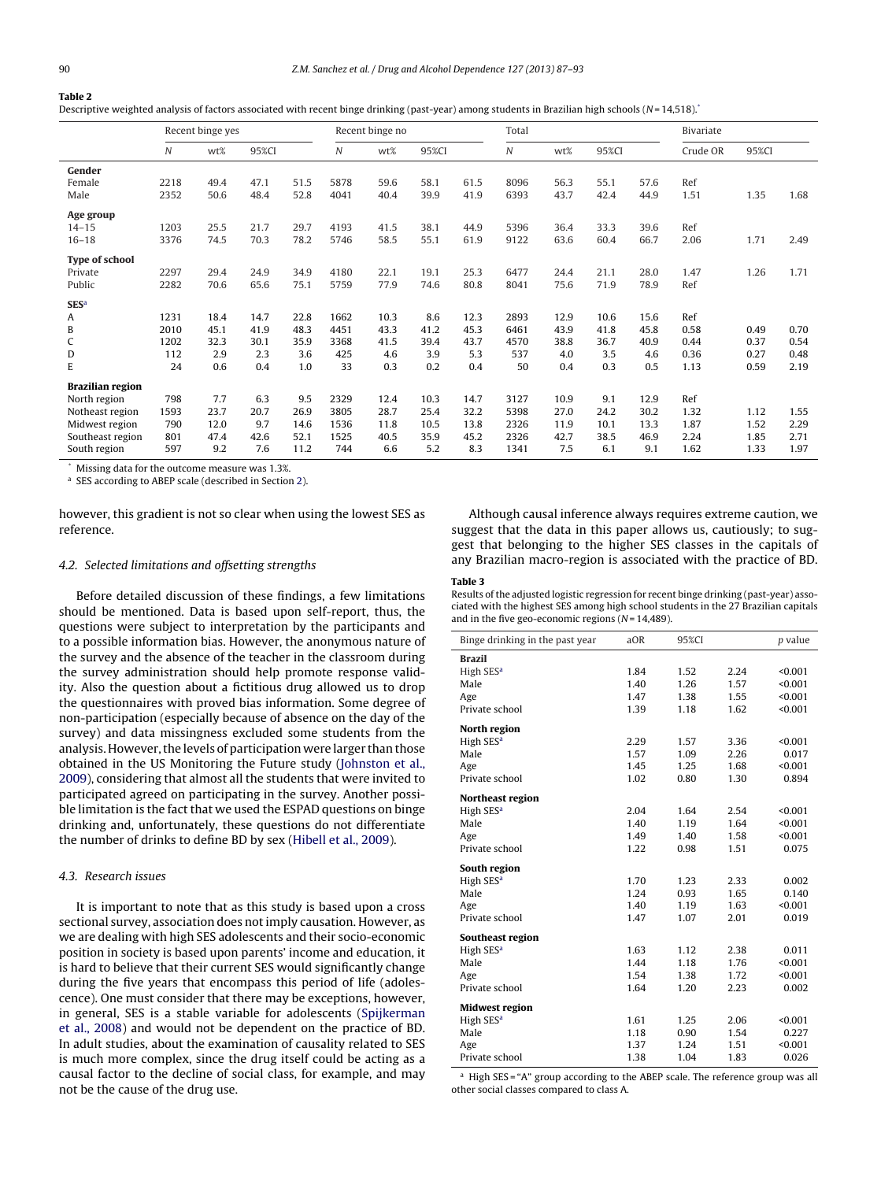**Table 2**
Descriptive weighted analysis of factors associated with recent binge drinking (past-year) among students in Brazilian high schools (N = 14,518).[*]

| | Recent binge yes | | | | Recent binge no | | | | Total | | | | Bivariate | | |
|---|---|---|---|---|---|---|---|---|---|---|---|---|---|---|---|
| | N | wt% | 95%CI | | N | wt% | 95%CI | | N | wt% | 95%CI | | Crude OR | 95%CI | |
| **Gender** | | | | | | | | | | | | | | | |
| Female | 2218 | 49.4 | 47.1 | 51.5 | 5878 | 59.6 | 58.1 | 61.5 | 8096 | 56.3 | 55.1 | 57.6 | Ref | | |
| Male | 2352 | 50.6 | 48.4 | 52.8 | 4041 | 40.4 | 39.9 | 41.9 | 6393 | 43.7 | 42.4 | 44.9 | 1.51 | 1.35 | 1.68 |
| **Age group** | | | | | | | | | | | | | | | |
| 14–15 | 1203 | 25.5 | 21.7 | 29.7 | 4193 | 41.5 | 38.1 | 44.9 | 5396 | 36.4 | 33.3 | 39.6 | Ref | | |
| 16–18 | 3376 | 74.5 | 70.3 | 78.2 | 5746 | 58.5 | 55.1 | 61.9 | 9122 | 63.6 | 60.4 | 66.7 | 2.06 | 1.71 | 2.49 |
| **Type of school** | | | | | | | | | | | | | | | |
| Private | 2297 | 29.4 | 24.9 | 34.9 | 4180 | 22.1 | 19.1 | 25.3 | 6477 | 24.4 | 21.1 | 28.0 | 1.47 | 1.26 | 1.71 |
| Public | 2282 | 70.6 | 65.6 | 75.1 | 5759 | 77.9 | 74.6 | 80.8 | 8041 | 75.6 | 71.9 | 78.9 | Ref | | |
| **SES[a]** | | | | | | | | | | | | | | | |
| A | 1231 | 18.4 | 14.7 | 22.8 | 1662 | 10.3 | 8.6 | 12.3 | 2893 | 12.9 | 10.6 | 15.6 | Ref | | |
| B | 2010 | 45.1 | 41.9 | 48.3 | 4451 | 43.3 | 41.2 | 45.3 | 6461 | 43.9 | 41.8 | 45.8 | 0.58 | 0.49 | 0.70 |
| C | 1202 | 32.3 | 30.1 | 35.9 | 3368 | 41.5 | 39.4 | 43.7 | 4570 | 38.8 | 36.7 | 40.9 | 0.44 | 0.37 | 0.54 |
| D | 112 | 2.9 | 2.3 | 3.6 | 425 | 4.6 | 3.9 | 5.3 | 537 | 4.0 | 3.5 | 4.6 | 0.36 | 0.27 | 0.48 |
| E | 24 | 0.6 | 0.4 | 1.0 | 33 | 0.3 | 0.2 | 0.4 | 50 | 0.4 | 0.3 | 0.5 | 1.13 | 0.59 | 2.19 |
| **Brazilian region** | | | | | | | | | | | | | | | |
| North region | 798 | 7.7 | 6.3 | 9.5 | 2329 | 12.4 | 10.3 | 14.7 | 3127 | 10.9 | 9.1 | 12.9 | Ref | | |
| Notheast region | 1593 | 23.7 | 20.7 | 26.9 | 3805 | 28.7 | 25.4 | 32.2 | 5398 | 27.0 | 24.2 | 30.2 | 1.32 | 1.12 | 1.55 |
| Midwest region | 790 | 12.0 | 9.7 | 14.6 | 1536 | 11.8 | 10.5 | 13.8 | 2326 | 11.9 | 10.1 | 13.3 | 1.87 | 1.52 | 2.29 |
| Southeast region | 801 | 47.4 | 42.6 | 52.1 | 1525 | 40.5 | 35.9 | 45.2 | 2326 | 42.7 | 38.5 | 46.9 | 2.24 | 1.85 | 2.71 |
| South region | 597 | 9.2 | 7.6 | 11.2 | 744 | 6.6 | 5.2 | 8.3 | 1341 | 7.5 | 6.1 | 9.1 | 1.62 | 1.33 | 1.97 |

[*] Missing data for the outcome measure was 1.3%.
[a] SES according to ABEP scale (described in Section 2).

however, this gradient is not so clear when using the lowest SES as reference.

### 4.2. Selected limitations and offsetting strengths

Before detailed discussion of these findings, a few limitations should be mentioned. Data is based upon self-report, thus, the questions were subject to interpretation by the participants and to a possible information bias. However, the anonymous nature of the survey and the absence of the teacher in the classroom during the survey administration should help promote response validity. Also the question about a fictitious drug allowed us to drop the questionnaires with proved bias information. Some degree of non-participation (especially because of absence on the day of the survey) and data missingness excluded some students from the analysis. However, the levels of participation were larger than those obtained in the US Monitoring the Future study (Johnston et al., 2009), considering that almost all the students that were invited to participated agreed on participating in the survey. Another possible limitation is the fact that we used the ESPAD questions on binge drinking and, unfortunately, these questions do not differentiate the number of drinks to define BD by sex (Hibell et al., 2009).

### 4.3. Research issues

It is important to note that as this study is based upon a cross sectional survey, association does not imply causation. However, as we are dealing with high SES adolescents and their socio-economic position in society is based upon parents' income and education, it is hard to believe that their current SES would significantly change during the five years that encompass this period of life (adolescence). One must consider that there may be exceptions, however, in general, SES is a stable variable for adolescents (Spijkerman et al., 2008) and would not be dependent on the practice of BD. In adult studies, about the examination of causality related to SES is much more complex, since the drug itself could be acting as a causal factor to the decline of social class, for example, and may not be the cause of the drug use.

Although causal inference always requires extreme caution, we suggest that the data in this paper allows us, cautiously; to suggest that belonging to the higher SES classes in the capitals of any Brazilian macro-region is associated with the practice of BD.

**Table 3**
Results of the adjusted logistic regression for recent binge drinking (past-year) associated with the highest SES among high school students in the 27 Brazilian capitals and in the five geo-economic regions (N = 14,489).

| Binge drinking in the past year | aOR | 95%CI | | p value |
|---|---|---|---|---|
| **Brazil** | | | | |
| High SES[a] | 1.84 | 1.52 | 2.24 | <0.001 |
| Male | 1.40 | 1.26 | 1.57 | <0.001 |
| Age | 1.47 | 1.38 | 1.55 | <0.001 |
| Private school | 1.39 | 1.18 | 1.62 | <0.001 |
| **North region** | | | | |
| High SES[a] | 2.29 | 1.57 | 3.36 | <0.001 |
| Male | 1.57 | 1.09 | 2.26 | 0.017 |
| Age | 1.45 | 1.25 | 1.68 | <0.001 |
| Private school | 1.02 | 0.80 | 1.30 | 0.894 |
| **Northeast region** | | | | |
| High SES[a] | 2.04 | 1.64 | 2.54 | <0.001 |
| Male | 1.40 | 1.19 | 1.64 | <0.001 |
| Age | 1.49 | 1.40 | 1.58 | <0.001 |
| Private school | 1.22 | 0.98 | 1.51 | 0.075 |
| **South region** | | | | |
| High SES[a] | 1.70 | 1.23 | 2.33 | 0.002 |
| Male | 1.24 | 0.93 | 1.65 | 0.140 |
| Age | 1.40 | 1.19 | 1.63 | <0.001 |
| Private school | 1.47 | 1.07 | 2.01 | 0.019 |
| **Southeast region** | | | | |
| High SES[a] | 1.63 | 1.12 | 2.38 | 0.011 |
| Male | 1.44 | 1.18 | 1.76 | <0.001 |
| Age | 1.54 | 1.38 | 1.72 | <0.001 |
| Private school | 1.64 | 1.20 | 2.23 | 0.002 |
| **Midwest region** | | | | |
| High SES[a] | 1.61 | 1.25 | 2.06 | <0.001 |
| Male | 1.18 | 0.90 | 1.54 | 0.227 |
| Age | 1.37 | 1.24 | 1.51 | <0.001 |
| Private school | 1.38 | 1.04 | 1.83 | 0.026 |

[a] High SES = "A" group according to the ABEP scale. The reference group was all other social classes compared to class A.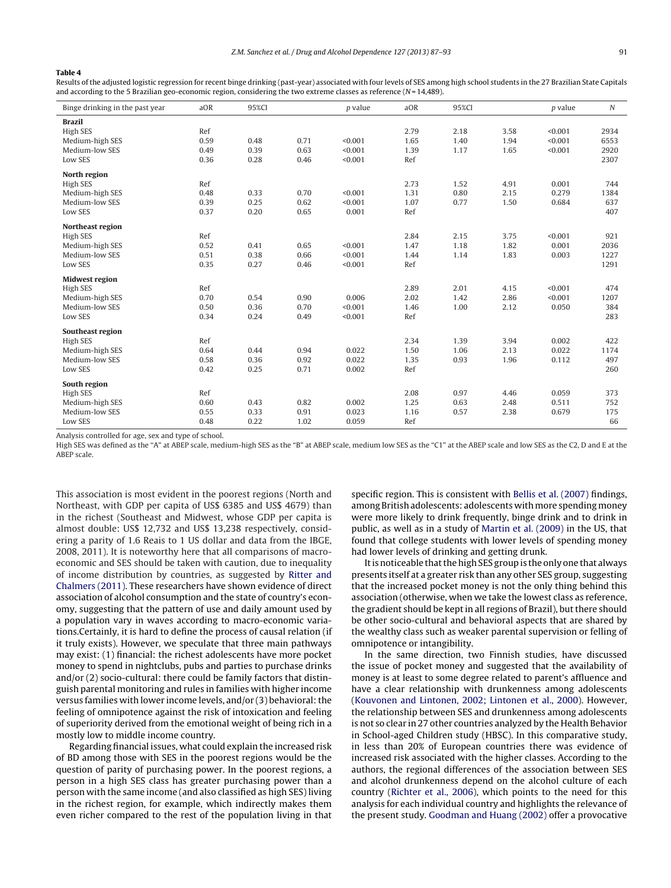**Table 4**

Results of the adjusted logistic regression for recent binge drinking (past-year) associated with four levels of SES among high school students in the 27 Brazilian State Capitals and according to the 5 Brazilian geo-economic region, considering the two extreme classes as reference (N = 14,489).

| Binge drinking in the past year | aOR | 95%CI | | p value | aOR | 95%CI | | p value | N |
|---|---|---|---|---|---|---|---|---|---|
| **Brazil** | | | | | | | | | |
| High SES | Ref | | | | 2.79 | 2.18 | 3.58 | <0.001 | 2934 |
| Medium-high SES | 0.59 | 0.48 | 0.71 | <0.001 | 1.65 | 1.40 | 1.94 | <0.001 | 6553 |
| Medium-low SES | 0.49 | 0.39 | 0.63 | <0.001 | 1.39 | 1.17 | 1.65 | <0.001 | 2920 |
| Low SES | 0.36 | 0.28 | 0.46 | <0.001 | Ref | | | | 2307 |
| **North region** | | | | | | | | | |
| High SES | Ref | | | | 2.73 | 1.52 | 4.91 | 0.001 | 744 |
| Medium-high SES | 0.48 | 0.33 | 0.70 | <0.001 | 1.31 | 0.80 | 2.15 | 0.279 | 1384 |
| Medium-low SES | 0.39 | 0.25 | 0.62 | <0.001 | 1.07 | 0.77 | 1.50 | 0.684 | 637 |
| Low SES | 0.37 | 0.20 | 0.65 | 0.001 | Ref | | | | 407 |
| **Northeast region** | | | | | | | | | |
| High SES | Ref | | | | 2.84 | 2.15 | 3.75 | <0.001 | 921 |
| Medium-high SES | 0.52 | 0.41 | 0.65 | <0.001 | 1.47 | 1.18 | 1.82 | 0.001 | 2036 |
| Medium-low SES | 0.51 | 0.38 | 0.66 | <0.001 | 1.44 | 1.14 | 1.83 | 0.003 | 1227 |
| Low SES | 0.35 | 0.27 | 0.46 | <0.001 | Ref | | | | 1291 |
| **Midwest region** | | | | | | | | | |
| High SES | Ref | | | | 2.89 | 2.01 | 4.15 | <0.001 | 474 |
| Medium-high SES | 0.70 | 0.54 | 0.90 | 0.006 | 2.02 | 1.42 | 2.86 | <0.001 | 1207 |
| Medium-low SES | 0.50 | 0.36 | 0.70 | <0.001 | 1.46 | 1.00 | 2.12 | 0.050 | 384 |
| Low SES | 0.34 | 0.24 | 0.49 | <0.001 | Ref | | | | 283 |
| **Southeast region** | | | | | | | | | |
| High SES | Ref | | | | 2.34 | 1.39 | 3.94 | 0.002 | 422 |
| Medium-high SES | 0.64 | 0.44 | 0.94 | 0.022 | 1.50 | 1.06 | 2.13 | 0.022 | 1174 |
| Medium-low SES | 0.58 | 0.36 | 0.92 | 0.022 | 1.35 | 0.93 | 1.96 | 0.112 | 497 |
| Low SES | 0.42 | 0.25 | 0.71 | 0.002 | Ref | | | | 260 |
| **South region** | | | | | | | | | |
| High SES | Ref | | | | 2.08 | 0.97 | 4.46 | 0.059 | 373 |
| Medium-high SES | 0.60 | 0.43 | 0.82 | 0.002 | 1.25 | 0.63 | 2.48 | 0.511 | 752 |
| Medium-low SES | 0.55 | 0.33 | 0.91 | 0.023 | 1.16 | 0.57 | 2.38 | 0.679 | 175 |
| Low SES | 0.48 | 0.22 | 1.02 | 0.059 | Ref | | | | 66 |

Analysis controlled for age, sex and type of school.

High SES was defined as the "A" at ABEP scale, medium-high SES as the "B" at ABEP scale, medium low SES as the "C1" at the ABEP scale and low SES as the C2, D and E at the ABEP scale.

This association is most evident in the poorest regions (North and Northeast, with GDP per capita of US$ 6385 and US$ 4679) than in the richest (Southeast and Midwest, whose GDP per capita is almost double: US$ 12,732 and US$ 13,238 respectively, considering a parity of 1.6 Reais to 1 US dollar and data from the IBGE, 2008, 2011). It is noteworthy here that all comparisons of macro-economic and SES should be taken with caution, due to inequality of income distribution by countries, as suggested by Ritter and Chalmers (2011). These researchers have shown evidence of direct association of alcohol consumption and the state of country's economy, suggesting that the pattern of use and daily amount used by a population vary in waves according to macro-economic variations.Certainly, it is hard to define the process of causal relation (if it truly exists). However, we speculate that three main pathways may exist: (1) financial: the richest adolescents have more pocket money to spend in nightclubs, pubs and parties to purchase drinks and/or (2) socio-cultural: there could be family factors that distinguish parental monitoring and rules in families with higher income versus families with lower income levels, and/or (3) behavioral: the feeling of omnipotence against the risk of intoxication and feeling of superiority derived from the emotional weight of being rich in a mostly low to middle income country.

Regarding financial issues, what could explain the increased risk of BD among those with SES in the poorest regions would be the question of parity of purchasing power. In the poorest regions, a person in a high SES class has greater purchasing power than a person with the same income (and also classified as high SES) living in the richest region, for example, which indirectly makes them even richer compared to the rest of the population living in that specific region. This is consistent with Bellis et al. (2007) findings, among British adolescents: adolescents with more spending money were more likely to drink frequently, binge drink and to drink in public, as well as in a study of Martin et al. (2009) in the US, that found that college students with lower levels of spending money had lower levels of drinking and getting drunk.

It is noticeable that the high SES group is the only one that always presents itself at a greater risk than any other SES group, suggesting that the increased pocket money is not the only thing behind this association (otherwise, when we take the lowest class as reference, the gradient should be kept in all regions of Brazil), but there should be other socio-cultural and behavioral aspects that are shared by the wealthy class such as weaker parental supervision or felling of omnipotence or intangibility.

In the same direction, two Finnish studies, have discussed the issue of pocket money and suggested that the availability of money is at least to some degree related to parent's affluence and have a clear relationship with drunkenness among adolescents (Kouvonen and Lintonen, 2002; Lintonen et al., 2000). However, the relationship between SES and drunkenness among adolescents is not so clear in 27 other countries analyzed by the Health Behavior in School-aged Children study (HBSC). In this comparative study, in less than 20% of European countries there was evidence of increased risk associated with the higher classes. According to the authors, the regional differences of the association between SES and alcohol drunkenness depend on the alcohol culture of each country (Richter et al., 2006), which points to the need for this analysis for each individual country and highlights the relevance of the present study. Goodman and Huang (2002) offer a provocative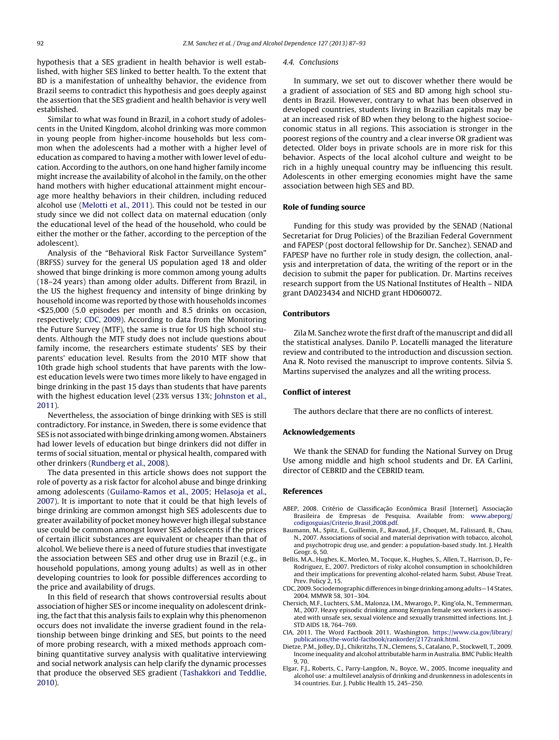hypothesis that a SES gradient in health behavior is well established, with higher SES linked to better health. To the extent that BD is a manifestation of unhealthy behavior, the evidence from Brazil seems to contradict this hypothesis and goes deeply against the assertion that the SES gradient and health behavior is very well established.

Similar to what was found in Brazil, in a cohort study of adolescents in the United Kingdom, alcohol drinking was more common in young people from higher-income households but less common when the adolescents had a mother with a higher level of education as compared to having a mother with lower level of education. According to the authors, on one hand higher family income might increase the availability of alcohol in the family, on the other hand mothers with higher educational attainment might encourage more healthy behaviors in their children, including reduced alcohol use (Melotti et al., 2011). This could not be tested in our study since we did not collect data on maternal education (only the educational level of the head of the household, who could be either the mother or the father, according to the perception of the adolescent).

Analysis of the "Behavioral Risk Factor Surveillance System" (BRFSS) survey for the general US population aged 18 and older showed that binge drinking is more common among young adults (18–24 years) than among older adults. Different from Brazil, in the US the highest frequency and intensity of binge drinking by household income was reported by those with households incomes <$25,000 (5.0 episodes per month and 8.5 drinks on occasion, respectively; CDC, 2009). According to data from the Monitoring the Future Survey (MTF), the same is true for US high school students. Although the MTF study does not include questions about family income, the researchers estimate students' SES by their parents' education level. Results from the 2010 MTF show that 10th grade high school students that have parents with the lowest education levels were two times more likely to have engaged in binge drinking in the past 15 days than students that have parents with the highest education level (23% versus 13%; Johnston et al., 2011).

Nevertheless, the association of binge drinking with SES is still contradictory. For instance, in Sweden, there is some evidence that SES is not associated with binge drinking among women. Abstainers had lower levels of education but binge drinkers did not differ in terms of social situation, mental or physical health, compared with other drinkers (Rundberg et al., 2008).

The data presented in this article shows does not support the role of poverty as a risk factor for alcohol abuse and binge drinking among adolescents (Guilamo-Ramos et al., 2005; Helasoja et al., 2007). It is important to note that it could be that high levels of binge drinking are common amongst high SES adolescents due to greater availability of pocket money however high illegal substance use could be common amongst lower SES adolescents if the prices of certain illicit substances are equivalent or cheaper than that of alcohol. We believe there is a need of future studies that investigate the association between SES and other drug use in Brazil (e.g., in household populations, among young adults) as well as in other developing countries to look for possible differences according to the price and availability of drugs.

In this field of research that shows controversial results about association of higher SES or income inequality on adolescent drinking, the fact that this analysis fails to explain why this phenomenon occurs does not invalidate the inverse gradient found in the relationship between binge drinking and SES, but points to the need of more probing research, with a mixed methods approach combining quantitative survey analysis with qualitative interviewing and social network analysis can help clarify the dynamic processes that produce the observed SES gradient (Tashakkori and Teddlie, 2010).

### 4.4. Conclusions

In summary, we set out to discover whether there would be a gradient of association of SES and BD among high school students in Brazil. However, contrary to what has been observed in developed countries, students living in Brazilian capitals may be at an increased risk of BD when they belong to the highest socioeconomic status in all regions. This association is stronger in the poorest regions of the country and a clear inverse OR gradient was detected. Older boys in private schools are in more risk for this behavior. Aspects of the local alcohol culture and weight to be rich in a highly unequal country may be influencing this result. Adolescents in other emerging economies might have the same association between high SES and BD.

## Role of funding source

Funding for this study was provided by the SENAD (National Secretariat for Drug Policies) of the Brazilian Federal Government and FAPESP (post doctoral fellowship for Dr. Sanchez). SENAD and FAPESP have no further role in study design, the collection, analysis and interpretation of data, the writing of the report or in the decision to submit the paper for publication. Dr. Martins receives research support from the US National Institutes of Health – NIDA grant DA023434 and NICHD grant HD060072.

## Contributors

Zila M. Sanchez wrote the first draft of the manuscript and did all the statistical analyses. Danilo P. Locatelli managed the literature review and contributed to the introduction and discussion section. Ana R. Noto revised the manuscript to improve contents. Silvia S. Martins supervised the analyzes and all the writing process.

## Conflict of interest

The authors declare that there are no conflicts of interest.

## Acknowledgements

We thank the SENAD for funding the National Survey on Drug Use among middle and high school students and Dr. EA Carlini, director of CEBRID and the CEBRID team.

## References

ABEP, 2008. Critério de Classificação Econômica Brasil [Internet]. Associação Brasileira de Empresas de Pesquisa. Available from: www.abeporg/codigosguias/Criterio_Brasil_2008.pdf.

Baumann, M., Spitz, E., Guillemin, F., Ravaud, J.F., Choquet, M., Falissard, B., Chau, N., 2007. Associations of social and material deprivation with tobacco, alcohol, and psychotropic drug use, and gender: a population-based study. Int. J. Health Geogr. 6, 50.

Bellis, M.A., Hughes, K., Morleo, M., Tocque, K., Hughes, S., Allen, T., Harrison, D., Fe-Rodriguez, E., 2007. Predictors of risky alcohol consumption in schoolchildren and their implications for preventing alcohol-related harm. Subst. Abuse Treat. Prev. Policy 2, 15.

CDC, 2009. Sociodemographic differences in binge drinking among adults—14 States, 2004. MMWR 58, 301–304.

Chersich, M.F., Luchters, S.M., Malonza, I.M., Mwarogo, P., King'ola, N., Temmerman, M., 2007. Heavy episodic drinking among Kenyan female sex workers is associated with unsafe sex, sexual violence and sexually transmitted infections. Int. J. STD AIDS 18, 764–769.

CIA, 2011. The Word Factbook 2011. Washington. https://www.cia.gov/library/publications/the-world-factbook/rankorder/2172rank.html.

Dietze, P.M., Jolley, D.J., Chikritzhs, T.N., Clemens, S., Catalano, P., Stockwell, T., 2009. Income inequality and alcohol attributable harm in Australia. BMC Public Health 9, 70.

Elgar, F.J., Roberts, C., Parry-Langdon, N., Boyce, W., 2005. Income inequality and alcohol use: a multilevel analysis of drinking and drunkenness in adolescents in 34 countries. Eur. J. Public Health 15, 245–250.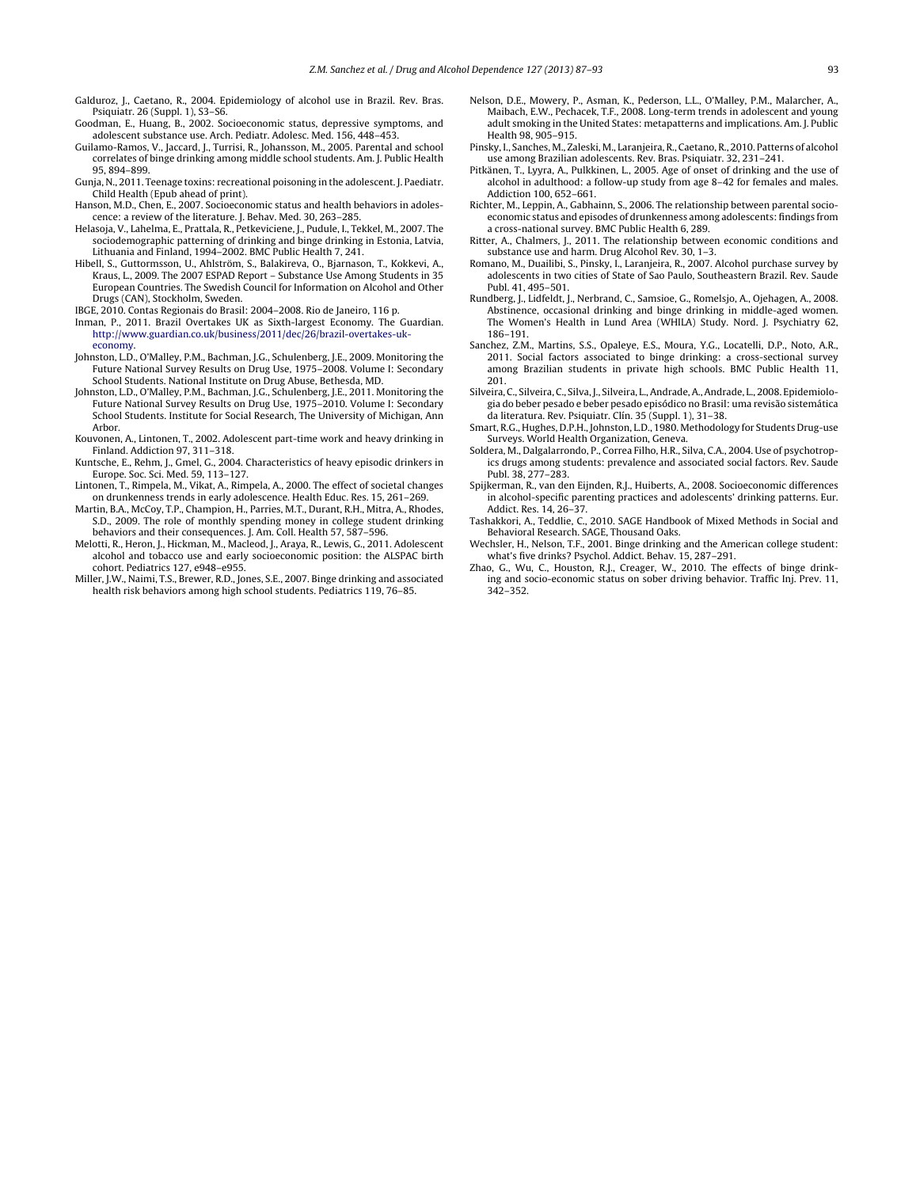Galduroz, J., Caetano, R., 2004. Epidemiology of alcohol use in Brazil. Rev. Bras. Psiquiatr. 26 (Suppl. 1), S3–S6.

Goodman, E., Huang, B., 2002. Socioeconomic status, depressive symptoms, and adolescent substance use. Arch. Pediatr. Adolesc. Med. 156, 448–453.

Guilamo-Ramos, V., Jaccard, J., Turrisi, R., Johansson, M., 2005. Parental and school correlates of binge drinking among middle school students. Am. J. Public Health 95, 894–899.

Gunja, N., 2011. Teenage toxins: recreational poisoning in the adolescent. J. Paediatr. Child Health (Epub ahead of print).

Hanson, M.D., Chen, E., 2007. Socioeconomic status and health behaviors in adolescence: a review of the literature. J. Behav. Med. 30, 263–285.

Helasoja, V., Lahelma, E., Prattala, R., Petkeviciene, J., Pudule, I., Tekkel, M., 2007. The sociodemographic patterning of drinking and binge drinking in Estonia, Latvia, Lithuania and Finland, 1994–2002. BMC Public Health 7, 241.

Hibell, S., Guttormsson, U., Ahlström, S., Balakireva, O., Bjarnason, T., Kokkevi, A., Kraus, L., 2009. The 2007 ESPAD Report – Substance Use Among Students in 35 European Countries. The Swedish Council for Information on Alcohol and Other Drugs (CAN), Stockholm, Sweden.

IBGE, 2010. Contas Regionais do Brasil: 2004–2008. Rio de Janeiro, 116 p.

Inman, P., 2011. Brazil Overtakes UK as Sixth-largest Economy. The Guardian. http://www.guardian.co.uk/business/2011/dec/26/brazil-overtakes-uk-economy.

Johnston, L.D., O'Malley, P.M., Bachman, J.G., Schulenberg, J.E., 2009. Monitoring the Future National Survey Results on Drug Use, 1975–2008. Volume I: Secondary School Students. National Institute on Drug Abuse, Bethesda, MD.

Johnston, L.D., O'Malley, P.M., Bachman, J.G., Schulenberg, J.E., 2011. Monitoring the Future National Survey Results on Drug Use, 1975–2010. Volume I: Secondary School Students. Institute for Social Research, The University of Michigan, Ann Arbor.

Kouvonen, A., Lintonen, T., 2002. Adolescent part-time work and heavy drinking in Finland. Addiction 97, 311–318.

Kuntsche, E., Rehm, J., Gmel, G., 2004. Characteristics of heavy episodic drinkers in Europe. Soc. Sci. Med. 59, 113–127.

Lintonen, T., Rimpela, M., Vikat, A., Rimpela, A., 2000. The effect of societal changes on drunkenness trends in early adolescence. Health Educ. Res. 15, 261–269.

Martin, B.A., McCoy, T.P., Champion, H., Parries, M.T., Durant, R.H., Mitra, A., Rhodes, S.D., 2009. The role of monthly spending money in college student drinking behaviors and their consequences. J. Am. Coll. Health 57, 587–596.

Melotti, R., Heron, J., Hickman, M., Macleod, J., Araya, R., Lewis, G., 2011. Adolescent alcohol and tobacco use and early socioeconomic position: the ALSPAC birth cohort. Pediatrics 127, e948–e955.

Miller, J.W., Naimi, T.S., Brewer, R.D., Jones, S.E., 2007. Binge drinking and associated health risk behaviors among high school students. Pediatrics 119, 76–85.

Nelson, D.E., Mowery, P., Asman, K., Pederson, L.L., O'Malley, P.M., Malarcher, A., Maibach, E.W., Pechacek, T.F., 2008. Long-term trends in adolescent and young adult smoking in the United States: metapatterns and implications. Am. J. Public Health 98, 905–915.

Pinsky, I., Sanches, M., Zaleski, M., Laranjeira, R., Caetano, R., 2010. Patterns of alcohol use among Brazilian adolescents. Rev. Bras. Psiquiatr. 32, 231–241.

Pitkänen, T., Lyyra, A., Pulkkinen, L., 2005. Age of onset of drinking and the use of alcohol in adulthood: a follow-up study from age 8–42 for females and males. Addiction 100, 652–661.

Richter, M., Leppin, A., Gabhainn, S., 2006. The relationship between parental socioeconomic status and episodes of drunkenness among adolescents: findings from a cross-national survey. BMC Public Health 6, 289.

Ritter, A., Chalmers, J., 2011. The relationship between economic conditions and substance use and harm. Drug Alcohol Rev. 30, 1–3.

Romano, M., Duailibi, S., Pinsky, I., Laranjeira, R., 2007. Alcohol purchase survey by adolescents in two cities of State of Sao Paulo, Southeastern Brazil. Rev. Saude Publ. 41, 495–501.

Rundberg, J., Lidfeldt, J., Nerbrand, C., Samsioe, G., Romelsjo, A., Ojehagen, A., 2008. Abstinence, occasional drinking and binge drinking in middle-aged women. The Women's Health in Lund Area (WHILA) Study. Nord. J. Psychiatry 62, 186–191.

Sanchez, Z.M., Martins, S.S., Opaleye, E.S., Moura, Y.G., Locatelli, D.P., Noto, A.R., 2011. Social factors associated to binge drinking: a cross-sectional survey among Brazilian students in private high schools. BMC Public Health 11, 201.

Silveira, C., Silveira, C., Silva, J., Silveira, L., Andrade, A., Andrade, L., 2008. Epidemiologia do beber pesado e beber pesado episódico no Brasil: uma revisão sistemática da literatura. Rev. Psiquiatr. Clín. 35 (Suppl. 1), 31–38.

Smart, R.G., Hughes, D.P.H., Johnston, L.D., 1980. Methodology for Students Drug-use Surveys. World Health Organization, Geneva.

Soldera, M., Dalgalarrondo, P., Correa Filho, H.R., Silva, C.A., 2004. Use of psychotropics drugs among students: prevalence and associated social factors. Rev. Saude Publ. 38, 277–283.

Spijkerman, R., van den Eijnden, R.J., Huiberts, A., 2008. Socioeconomic differences in alcohol-specific parenting practices and adolescents' drinking patterns. Eur. Addict. Res. 14, 26–37.

Tashakkori, A., Teddlie, C., 2010. SAGE Handbook of Mixed Methods in Social and Behavioral Research. SAGE, Thousand Oaks.

Wechsler, H., Nelson, T.F., 2001. Binge drinking and the American college student: what's five drinks? Psychol. Addict. Behav. 15, 287–291.

Zhao, G., Wu, C., Houston, R.J., Creager, W., 2010. The effects of binge drinking and socio-economic status on sober driving behavior. Traffic Inj. Prev. 11, 342–352.